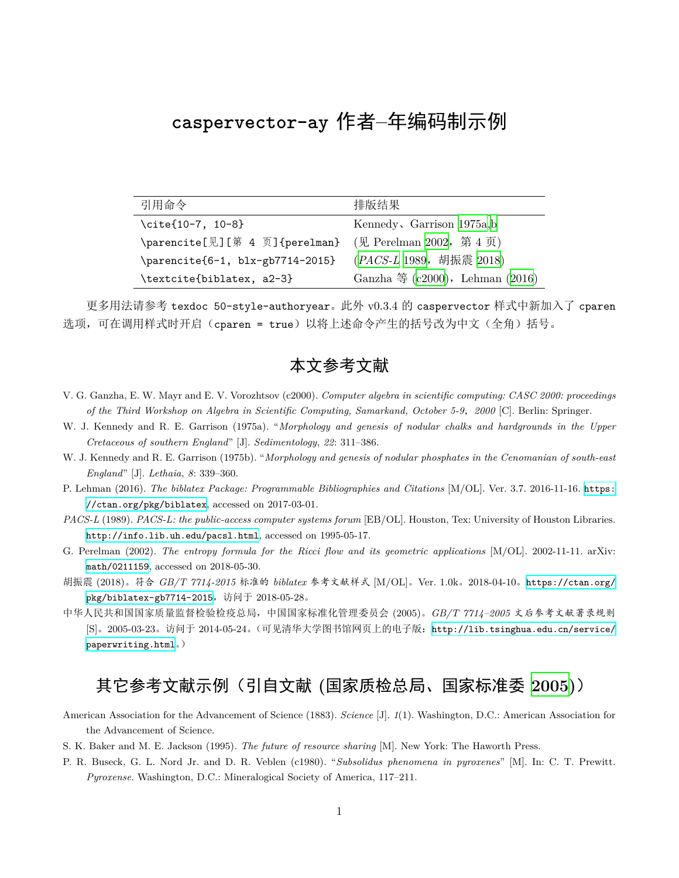# caspervector-ay 作者–年编码制示例

| 引用命令 | 排版结果 |
|---|---|
| `\cite{10-7, 10-8}` | Kennedy、Garrison 1975a,b |
| `\parencite[见][第 4 页]{perelman}` | (见 Perelman 2002，第 4 页) |
| `\parencite{6-1, blx-gb7714-2015}` | (*PACS-L* 1989，胡振震 2018) |
| `\textcite{biblatex, a2-3}` | Ganzha 等 (c2000)，Lehman (2016) |

更多用法请参考 `texdoc 50-style-authoryear`。此外 v0.3.4 的 `caspervector` 样式中新加入了 `cparen` 选项，可在调用样式时开启（`cparen = true`）以将上述命令产生的括号改为中文（全角）括号。

## 本文参考文献

V. G. Ganzha, E. W. Mayr and E. V. Vorozhtsov (c2000). *Computer algebra in scientific computing: CASC 2000: proceedings of the Third Workshop on Algebra in Scientific Computing, Samarkand, October 5-9，2000* [C]. Berlin: Springer.

W. J. Kennedy and R. E. Garrison (1975a). "*Morphology and genesis of nodular chalks and hardgrounds in the Upper Cretaceous of southern England*" [J]. *Sedimentology*, *22*: 311–386.

W. J. Kennedy and R. E. Garrison (1975b). "*Morphology and genesis of nodular phosphates in the Cenomanian of south-east England*" [J]. *Lethaia*, *8*: 339–360.

P. Lehman (2016). *The biblatex Package: Programmable Bibliographies and Citations* [M/OL]. Ver. 3.7. 2016-11-16. `https://ctan.org/pkg/biblatex`, accessed on 2017-03-01.

*PACS-L* (1989). *PACS-L: the public-access computer systems forum* [EB/OL]. Houston, Tex: University of Houston Libraries. `http://info.lib.uh.edu/pacsl.html`, accessed on 1995-05-17.

G. Perelman (2002). *The entropy formula for the Ricci flow and its geometric applications* [M/OL]. 2002-11-11. arXiv: `math/0211159`, accessed on 2018-05-30.

胡振震 (2018)。符合 *GB/T 7714-2015* 标准的 *biblatex* 参考文献样式 [M/OL]。Ver. 1.0k。2018-04-10。`https://ctan.org/pkg/biblatex-gb7714-2015`，访问于 2018-05-28。

中华人民共和国国家质量监督检验检疫总局，中国国家标准化管理委员会 (2005)。*GB/T 7714–2005* 文后参考文献著录规则 [S]。2005-03-23。访问于 2014-05-24。（可见清华大学图书馆网页上的电子版：`http://lib.tsinghua.edu.cn/service/paperwriting.html`。）

## 其它参考文献示例（引自文献 (国家质检总局、国家标准委 2005)）

American Association for the Advancement of Science (1883). *Science* [J]. *1*(1). Washington, D.C.: American Association for the Advancement of Science.

S. K. Baker and M. E. Jackson (1995). *The future of resource sharing* [M]. New York: The Haworth Press.

P. R. Buseck, G. L. Nord Jr. and D. R. Veblen (c1980). "*Subsolidus phenomena in pyroxenes*" [M]. In: C. T. Prewitt. *Pyroxense.* Washington, D.C.: Mineralogical Society of America, 117–211.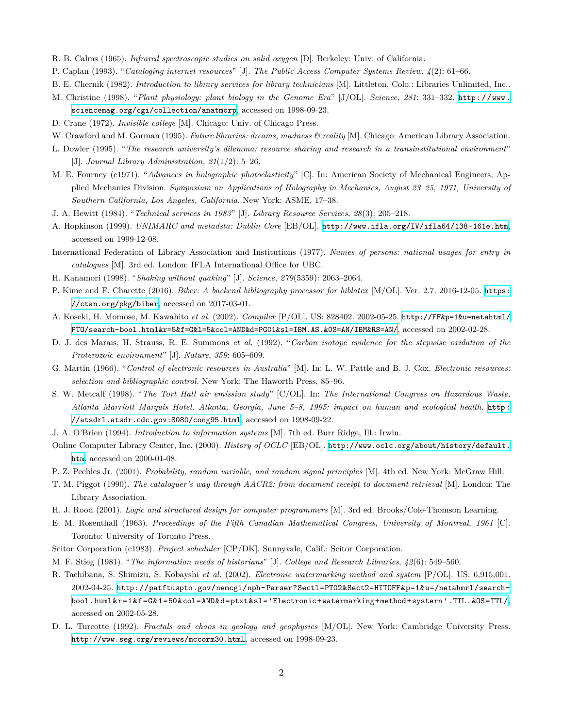R. B. Calms (1965). *Infrared spectroscopic studies on solid oxygen* [D]. Berkeley: Univ. of California.

P. Caplan (1993). "*Cataloging internet resources*" [J]. *The Public Access Computer Systems Review*, *4*(2): 61–66.

B. E. Chernik (1982). *Introduction to library services for library technicians* [M]. Littleton, Colo.: Libraries Unlimited, Inc..

M. Christine (1998). "*Plant physiology: plant biology in the Genome Era*" [J/OL]. *Science*, *281*: 331–332. http://www.sciencemag.org/cgi/collection/anatmorp, accessed on 1998-09-23.

D. Crane (1972). *Invisible college* [M]. Chicago: Univ. of Chicago Press.

W. Crawford and M. Gorman (1995). *Future libraries: dreams, madness & reality* [M]. Chicago: American Library Association.

L. Dowler (1995). "*The research university's dilemma: resource sharing and research in a transinstitutional environment*" [J]. *Journal Library Administration*, *21*(1/2): 5–26.

M. E. Fourney (c1971). "*Advances in holographic photoelasticity*" [C]. In: American Society of Mechanical Engineers, Applied Mechanics Division. *Symposium on Applications of Holography in Mechanics, August 23–25, 1971, University of Southern California, Los Angeles, California*. New York: ASME, 17–38.

J. A. Hewitt (1984). "*Technical services in 1983*" [J]. *Library Resource Services*, *28*(3): 205–218.

A. Hopkinson (1999). *UNIMARC and metadsta: Dublin Core* [EB/OL]. http://www.ifla.org/IV/ifla64/138-161e.htm, accessed on 1999-12-08.

International Federation of Library Association and Institutions (1977). *Names of persons: national usages for entry in catalogues* [M]. 3rd ed. London: IFLA International Office for UBC.

H. Kanamori (1998). "*Shaking without quaking*" [J]. *Science*, *279*(5359): 2063–2064.

P. Kime and F. Charette (2016). *Biber: A backend bibliography processor for biblatex* [M/OL]. Ver. 2.7. 2016-12-05. https://ctan.org/pkg/biber, accessed on 2017-03-01.

A. Koseki, H. Momose, M. Kawahito *et al.* (2002). *Compiler* [P/OL]. US: 828402. 2002-05-25. http://FF&p=1&u=netahtml/PTO/search-bool.html&r=5&f=G&l=5&col=AND&d=PG01&sl=IBM.AS.&OS=AN/IBM&RS=AN/, accessed on 2002-02-28.

D. J. des Marais, H. Strauss, R. E. Summons *et al.* (1992). "*Carbon isotope evidence for the stepwise oxidation of the Proterozoic environment*" [J]. *Nature*, *359*: 605–609.

G. Martin (1966). "*Control of electronic resources in Australia*" [M]. In: L. W. Pattle and B. J. Cox. *Electronic resources: selection and bibliographic control*. New York: The Haworth Press, 85–96.

S. W. Metcalf (1998). "*The Tort Hall air emission study*" [C/OL]. In: *The International Congress on Hazardous Waste, Atlanta Marriott Marquis Hotel, Atlanta, Georgia, June 5–8, 1995: impact on human and ecological health*. http://atsdrl.atsdr.cdc.gov:8080/cong95.html, accessed on 1998-09-22.

J. A. O'Brien (1994). *Introduction to information systems* [M]. 7th ed. Burr Ridge, Ill.: Irwin.

Online Computer Library Center, Inc. (2000). *History of OCLC* [EB/OL]. http://www.oclc.org/about/history/default.htm, accessed on 2000-01-08.

P. Z. Peebles Jr. (2001). *Probability, random variable, and random signal principles* [M]. 4th ed. New York: McGraw Hill.

T. M. Piggot (1990). *The cataloguer's way through AACR2: from document receipt to document retrieval* [M]. London: The Library Association.

H. J. Rood (2001). *Logic and structured design for computer programmers* [M]. 3rd ed. Brooks/Cole-Thomson Learning.

E. M. Rosenthall (1963). *Proceedings of the Fifth Canadian Mathematical Congress, University of Montreal, 1961* [C]. Toronto: University of Toronto Press.

Scitor Corporation (c1983). *Project scheduler* [CP/DK]. Sunnyvale, Calif.: Scitor Corporation.

M. F. Stieg (1981). "*The information needs of historians*" [J]. *College and Research Libraries*, *42*(6): 549–560.

R. Tachibana, S. Shimizu, S. Kobayshi *et al.* (2002). *Electronic watermarking method and system* [P/OL]. US: 6,915,001. 2002-04-25. http://patftuspto.gov/nemcgi/nph-Parser?Sect1=PT02&Sect2=HITOFF&p=1&u=/netahmrl/search-bool.huml&r=1&f=G&1=50&col=AND&d=ptxt&sl='Electronic+watermarking+method+systern'.TTL.&OS=TTL/, accessed on 2002-05-28.

D. L. Turcotte (1992). *Fractals and chaos in geology and geophysics* [M/OL]. New York: Cambridge University Press. http://www.seg.org/reviews/mccorm30.html, accessed on 1998-09-23.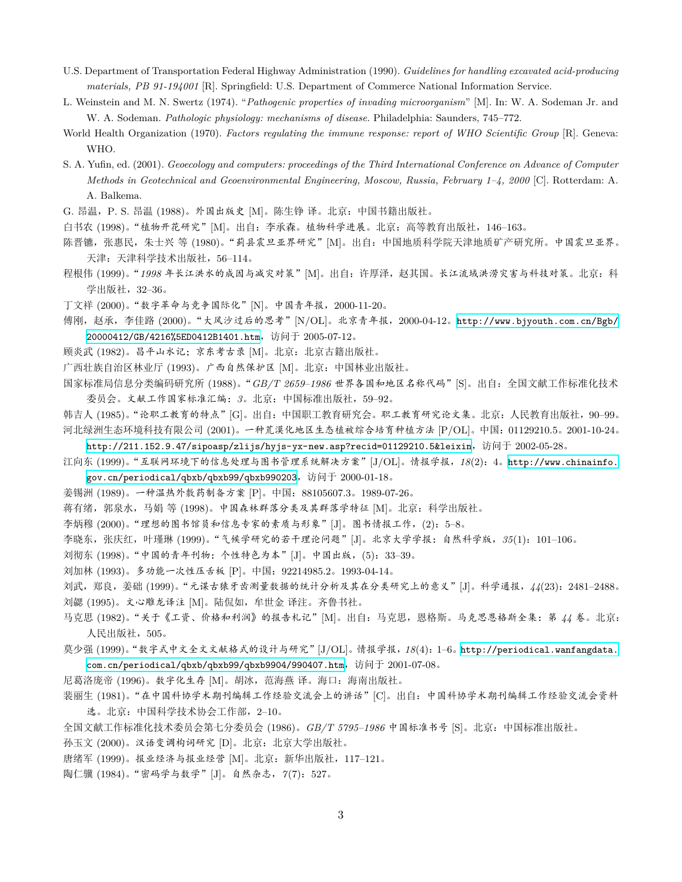U.S. Department of Transportation Federal Highway Administration (1990). *Guidelines for handling excavated acid-producing materials, PB 91-194001* [R]. Springfield: U.S. Department of Commerce National Information Service.

L. Weinstein and M. N. Swertz (1974). "*Pathogenic properties of invading microorganism*" [M]. In: W. A. Sodeman Jr. and W. A. Sodeman. *Pathologic physiology: mechanisms of disease.* Philadelphia: Saunders, 745–772.

World Health Organization (1970). *Factors regulating the immune response: report of WHO Scientific Group* [R]. Geneva: WHO.

S. A. Yufin, ed. (2001). *Geoecology and computers: proceedings of the Third International Conference on Advance of Computer Methods in Geotechnical and Geoenvironmental Engineering, Moscow, Russia, February 1–4, 2000* [C]. Rotterdam: A. A. Balkema.

G. 昂温，P. S. 昂温 (1988)。*外国出版史* [M]。陈生铮 译。北京：中国书籍出版社。

白书农 (1998)。“*植物开花研究*”[M]。出自：李承森。*植物科学进展*。北京：高等教育出版社，146–163。

陈晋镳，张惠民，朱士兴 等 (1980)。“*蓟县震旦亚界研究*”[M]。出自：中国地质科学院天津地质矿产研究所。*中国震旦亚界*。天津：天津科学技术出版社，56–114。

程根伟 (1999)。“*1998 年长江洪水的成因与减灾对策*”[M]。出自：许厚泽，赵其国。*长江流域洪涝灾害与科技对策*。北京：科学出版社，32–36。

丁文祥 (2000)。“*数字革命与竞争国际化*”[N]。*中国青年报*，2000-11-20。

傅刚，赵承，李佳路 (2000)。“*大风沙过后的思考*”[N/OL]。*北京青年报*，2000-04-12。http://www.bjyouth.com.cn/Bgb/20000412/GB/4216%5ED0412B1401.htm，访问于 2005-07-12。

顾炎武 (1982)。*昌平山水记；京东考古录* [M]。北京：北京古籍出版社。

广西壮族自治区林业厅 (1993)。*广西自然保护区* [M]。北京：中国林业出版社。

国家标准局信息分类编码研究所 (1988)。“*GB/T 2659–1986 世界各国和地区名称代码*”[S]。出自：全国文献工作标准化技术委员会。*文献工作国家标准汇编：3*。北京：中国标准出版社，59–92。

韩吉人 (1985)。“*论职工教育的特点*”[G]。出自：中国职工教育研究会。*职工教育研究论文集*。北京：人民教育出版社，90–99。

河北绿洲生态环境科技有限公司 (2001)。*一种荒漠化地区生态植被综合培育种植方法* [P/OL]。中国：01129210.5。2001-10-24。http://211.152.9.47/sipoasp/zlijs/hyjs-yx-new.asp?recid=01129210.5&leixin，访问于 2002-05-28。

江向东 (1999)。“*互联网环境下的信息处理与图书管理系统解决方案*”[J/OL]。*情报学报*，*18*(2)：4。http://www.chinainfo.gov.cn/periodical/qbxb/qbxb99/qbxb990203，访问于 2000-01-18。

姜锡洲 (1989)。*一种温热外敷药制备方案* [P]。中国：88105607.3。1989-07-26。

蒋有绪，郭泉水，马娟 等 (1998)。*中国森林群落分类及其群落学特征* [M]。北京：科学出版社。

李炳穆 (2000)。“*理想的图书馆员和信息专家的素质与形象*”[J]。*图书情报工作*，(2)：5–8。

李晓东，张庆红，叶瑾琳 (1999)。“*气候学研究的若干理论问题*”[J]。*北京大学学报：自然科学版*，*35*(1)：101–106。

刘彻东 (1998)。“*中国的青年刊物：个性特色为本*”[J]。*中国出版*，(5)：33–39。

刘加林 (1993)。*多功能一次性压舌板* [P]。中国：92214985.2。1993-04-14。

刘武，郑良，姜础 (1999)。“*元谋古猿牙齿测量数据的统计分析及其在分类研究上的意义*”[J]。*科学通报*，*44*(23)：2481–2488。

刘勰 (1995)。*文心雕龙译注* [M]。陆侃如，牟世金 译注。齐鲁书社。

马克思 (1982)。“*关于《工资、价格和利润》的报告札记*”[M]。出自：马克思，恩格斯。*马克思恩格斯全集：第 44 卷*。北京：人民出版社，505。

莫少强 (1999)。“*数字式中文全文文献格式的设计与研究*”[J/OL]。*情报学报*，*18*(4)：1–6。http://periodical.wanfangdata.com.cn/periodical/qbxb/qbxb99/qbxb9904/990407.htm，访问于 2001-07-08。

尼葛洛庞帝 (1996)。*数字化生存* [M]。胡泳，范海燕 译。海口：海南出版社。

裴丽生 (1981)。“*在中国科协学术期刊编辑工作经验交流会上的讲话*”[C]。出自：*中国科协学术期刊编辑工作经验交流会资料选*。北京：中国科学技术协会工作部，2–10。

全国文献工作标准化技术委员会第七分委员会 (1986)。*GB/T 5795–1986 中国标准书号* [S]。北京：中国标准出版社。

孙玉文 (2000)。*汉语变调构词研究* [D]。北京：北京大学出版社。

唐绪军 (1999)。*报业经济与报业经营* [M]。北京：新华出版社，117–121。

陶仁骥 (1984)。“*密码学与数学*”[J]。*自然杂志*，*7*(7)：527。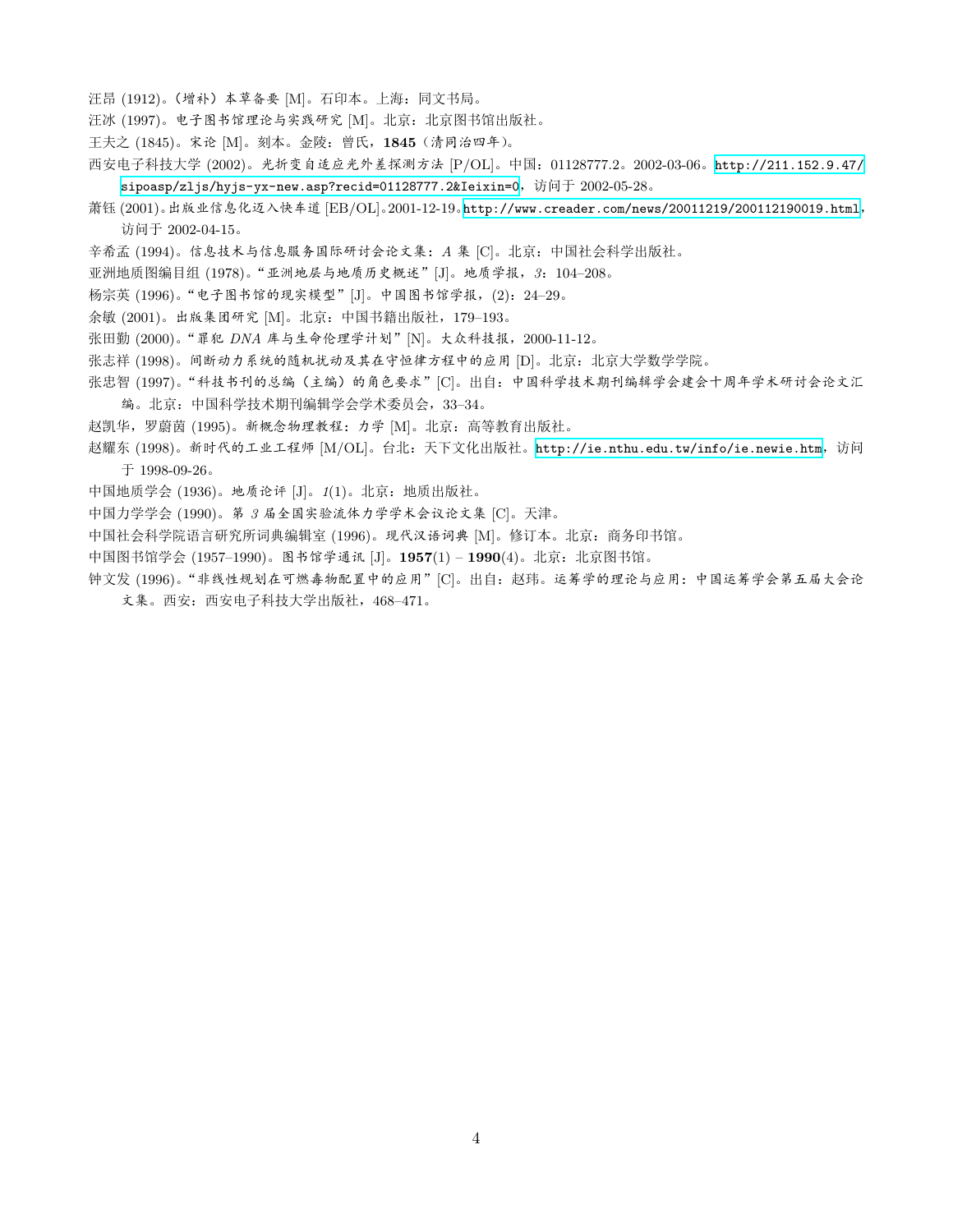汪昂 (1912)。(增补) 本草备要 [M]。石印本。上海：同文书局。

汪冰 (1997)。电子图书馆理论与实践研究 [M]。北京：北京图书馆出版社。

王夫之 (1845)。宋论 [M]。刻本。金陵：曾氏，**1845** (清同治四年)。

西安电子科技大学 (2002)。光折变自适应光外差探测方法 [P/OL]。中国：01128777.2。2002-03-06。http://211.152.9.47/sipoasp/zljs/hyjs-yx-new.asp?recid=01128777.2&leixin=0，访问于 2002-05-28。

萧钰 (2001)。出版业信息化迈入快车道 [EB/OL]。2001-12-19。http://www.creader.com/news/20011219/200112190019.html，访问于 2002-04-15。

辛希孟 (1994)。信息技术与信息服务国际研讨会论文集：*A* 集 [C]。北京：中国社会科学出版社。

亚洲地质图编目组 (1978)。"亚洲地层与地质历史概述" [J]。地质学报，*3*：104–208。

杨宗英 (1996)。"电子图书馆的现实模型" [J]。中国图书馆学报，(2)：24–29。

余敏 (2001)。出版集团研究 [M]。北京：中国书籍出版社，179–193。

张田勤 (2000)。"罪犯 *DNA* 库与生命伦理学计划" [N]。大众科技报，2000-11-12。

张志祥 (1998)。间断动力系统的随机扰动及其在守恒律方程中的应用 [D]。北京：北京大学数学学院。

张忠智 (1997)。"科技书刊的总编 (主编) 的角色要求" [C]。出自：中国科学技术期刊编辑学会建会十周年学术研讨会论文汇编。北京：中国科学技术期刊编辑学会学术委员会，33–34。

赵凯华，罗蔚茵 (1995)。新概念物理教程：力学 [M]。北京：高等教育出版社。

赵耀东 (1998)。新时代的工业工程师 [M/OL]。台北：天下文化出版社。http://ie.nthu.edu.tw/info/ie.newie.htm，访问于 1998-09-26。

中国地质学会 (1936)。地质论评 [J]。*1*(1)。北京：地质出版社。

中国力学学会 (1990)。第 *3* 届全国实验流体力学学术会议论文集 [C]。天津。

中国社会科学院语言研究所词典编辑室 (1996)。现代汉语词典 [M]。修订本。北京：商务印书馆。

中国图书馆学会 (1957–1990)。图书馆学通讯 [J]。**1957**(1) – **1990**(4)。北京：北京图书馆。

钟文发 (1996)。"非线性规划在可燃毒物配置中的应用" [C]。出自：赵玮。运筹学的理论与应用：中国运筹学会第五届大会论文集。西安：西安电子科技大学出版社，468–471。